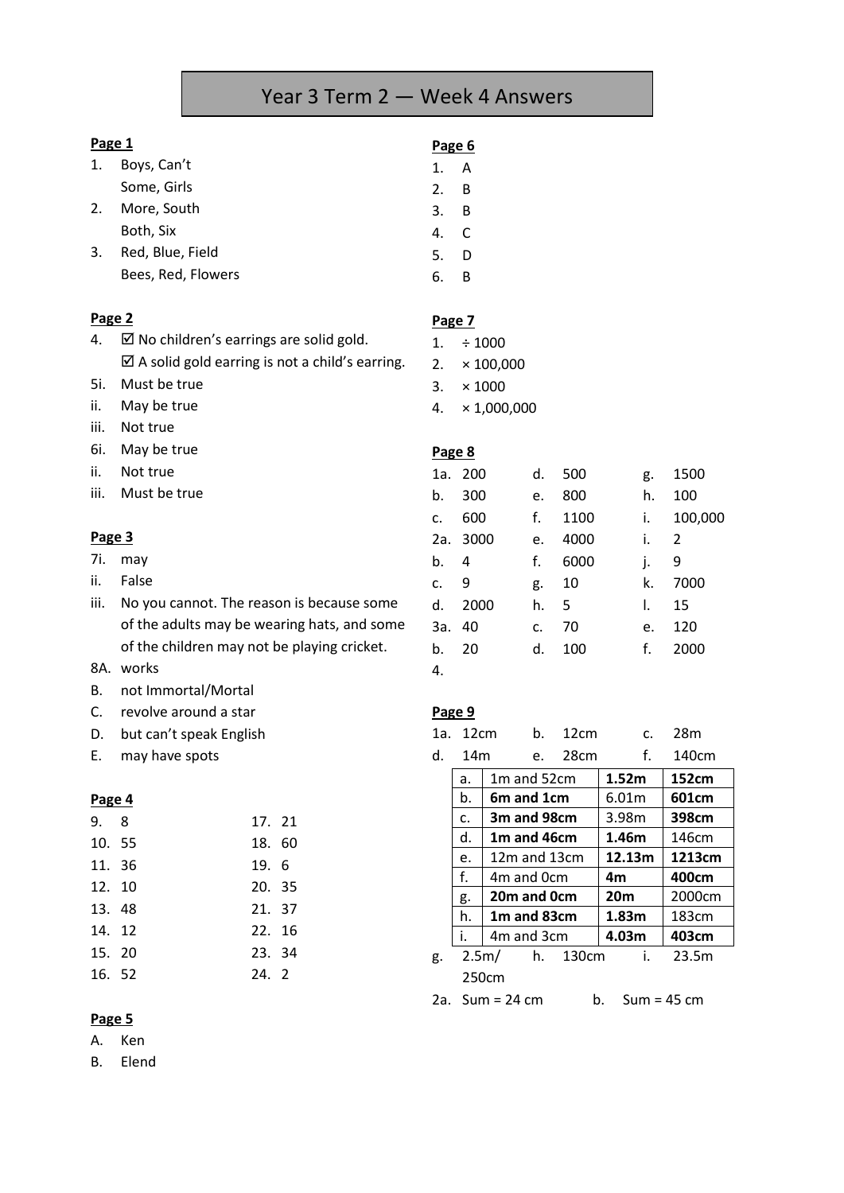# Year 3 Term 2 — Week 4 Answers

**Page 1**

1. Boys, Can't
   Some, Girls
2. More, South
   Both, Six
3. Red, Blue, Field
   Bees, Red, Flowers

**Page 2**

4. ☑ No children's earrings are solid gold.
   ☑ A solid gold earring is not a child's earring.

5i. Must be true
ii. May be true
iii. Not true

6i. May be true
ii. Not true
iii. Must be true

**Page 3**

7i. may
ii. False
iii. No you cannot. The reason is because some of the adults may be wearing hats, and some of the children may not be playing cricket.

8A. works
B. not Immortal/Mortal
C. revolve around a star
D. but can't speak English
E. may have spots

**Page 4**

| | | | |
|---|---|---|---|
| 9. | 8 | 17. | 21 |
| 10. | 55 | 18. | 60 |
| 11. | 36 | 19. | 6 |
| 12. | 10 | 20. | 35 |
| 13. | 48 | 21. | 37 |
| 14. | 12 | 22. | 16 |
| 15. | 20 | 23. | 34 |
| 16. | 52 | 24. | 2 |

**Page 5**

A. Ken
B. Elend

**Page 6**

1. A
2. B
3. B
4. C
5. D
6. B

**Page 7**

1. ÷ 1000
2. × 100,000
3. × 1000
4. × 1,000,000

**Page 8**

| | | | | | |
|---|---|---|---|---|---|
| 1a. | 200 | d. | 500 | g. | 1500 |
| b. | 300 | e. | 800 | h. | 100 |
| c. | 600 | f. | 1100 | i. | 100,000 |
| 2a. | 3000 | e. | 4000 | i. | 2 |
| b. | 4 | f. | 6000 | j. | 9 |
| c. | 9 | g. | 10 | k. | 7000 |
| d. | 2000 | h. | 5 | l. | 15 |
| 3a. | 40 | c. | 70 | e. | 120 |
| b. | 20 | d. | 100 | f. | 2000 |

4.

**Page 9**

| | | | | | |
|---|---|---|---|---|---|
| 1a. | 12cm | b. | 12cm | c. | 28m |
| d. | 14m | e. | 28cm | f. | 140cm |

| | | | |
|---|---|---|---|
| a. | 1m and 52cm | **1.52m** | **152cm** |
| b. | **6m and 1cm** | 6.01m | **601cm** |
| c. | **3m and 98cm** | 3.98m | **398cm** |
| d. | **1m and 46cm** | **1.46m** | 146cm |
| e. | 12m and 13cm | **12.13m** | **1213cm** |
| f. | 4m and 0cm | **4m** | **400cm** |
| g. | **20m and 0cm** | **20m** | 2000cm |
| h. | **1m and 83cm** | **1.83m** | 183cm |
| i. | 4m and 3cm | **4.03m** | **403cm** |

| | | | | | |
|---|---|---|---|---|---|
| g. | 2.5m/ 250cm | h. | 130cm | i. | 23.5m |

2a. Sum = 24 cm    b. Sum = 45 cm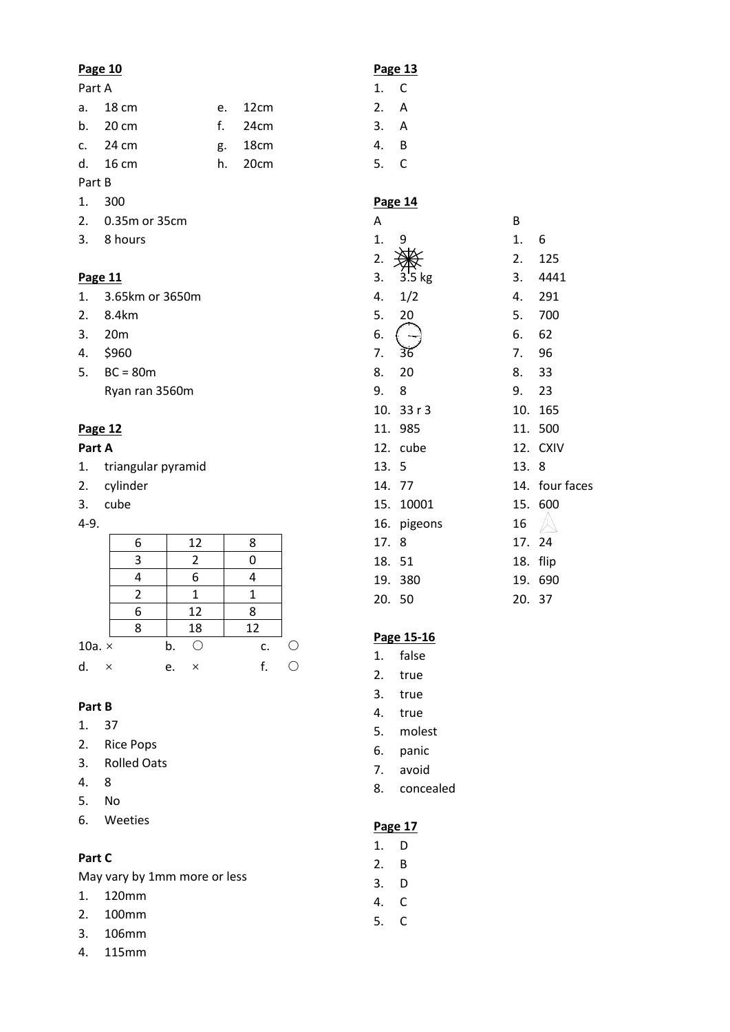**Page 10**

Part A

a. 18 cm
b. 20 cm
c. 24 cm
d. 16 cm
e. 12cm
f. 24cm
g. 18cm
h. 20cm

Part B

1. 300
2. 0.35m or 35cm
3. 8 hours

**Page 11**

1. 3.65km or 3650m
2. 8.4km
3. 20m
4. $960
5. BC = 80m
   Ryan ran 3560m

**Page 12**

**Part A**

1. triangular pyramid
2. cylinder
3. cube

4-9.

| | | |
|---|---|---|
| 6 | 12 | 8 |
| 3 | 2 | 0 |
| 4 | 6 | 4 |
| 2 | 1 | 1 |
| 6 | 12 | 8 |
| 8 | 18 | 12 |

10a. × b. ○ c. ○
d. × e. × f. ○

**Part B**

1. 37
2. Rice Pops
3. Rolled Oats
4. 8
5. No
6. Weeties

**Part C**

May vary by 1mm more or less

1. 120mm
2. 100mm
3. 106mm
4. 115mm

**Page 13**

1. C
2. A
3. A
4. B
5. C

**Page 14**

A

1. 9
2. (drawing)
3. 3.5 kg
4. 1/2
5. 20
6. (clock drawing)
7. 36
8. 20
9. 8
10. 33 r 3
11. 985
12. cube
13. 5
14. 77
15. 10001
16. pigeons
17. 8
18. 51
19. 380
20. 50

B

1. 6
2. 125
3. 4441
4. 291
5. 700
6. 62
7. 96
8. 33
9. 23
10. 165
11. 500
12. CXIV
13. 8
14. four faces
15. 600
16. (drawing)
17. 24
18. flip
19. 690
20. 37

**Page 15-16**

1. false
2. true
3. true
4. true
5. molest
6. panic
7. avoid
8. concealed

**Page 17**

1. D
2. B
3. D
4. C
5. C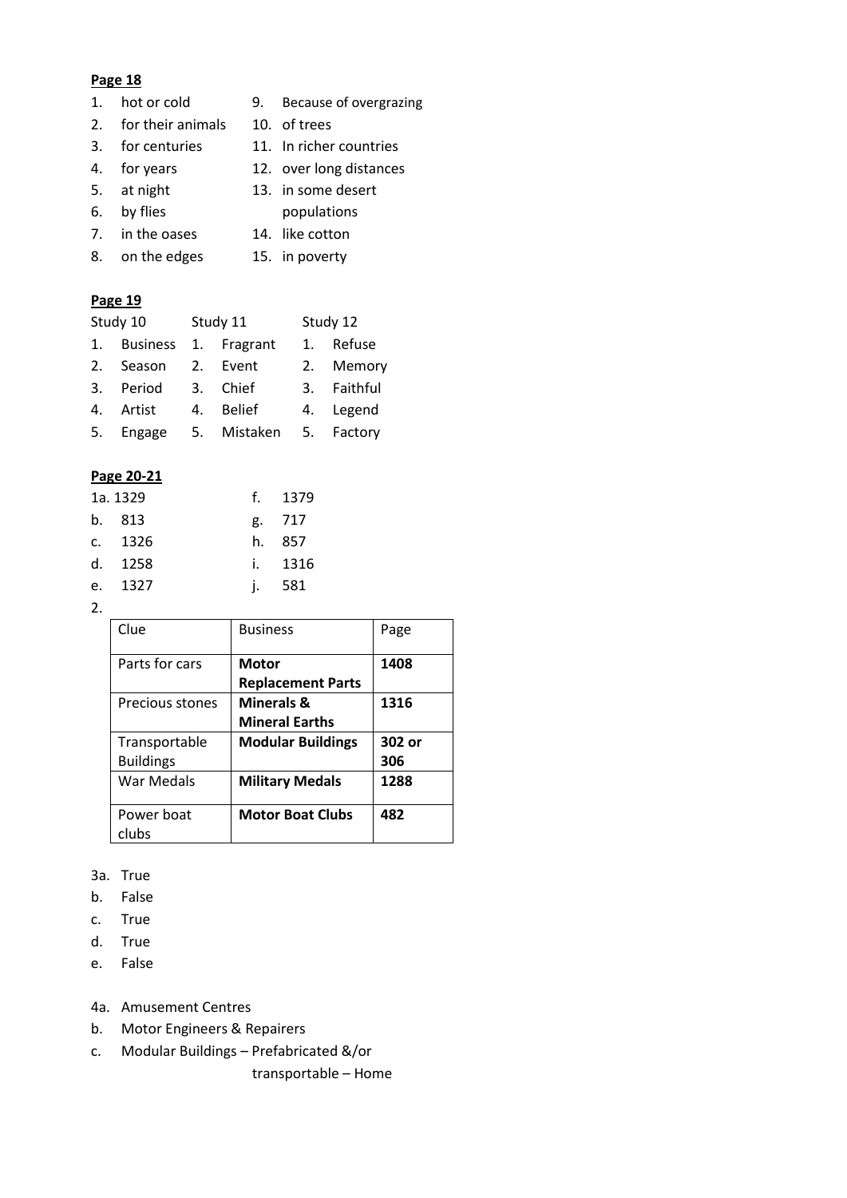**Page 18**

1. hot or cold
2. for their animals
3. for centuries
4. for years
5. at night
6. by flies
7. in the oases
8. on the edges
9. Because of overgrazing
10. of trees
11. In richer countries
12. over long distances
13. in some desert populations
14. like cotton
15. in poverty

**Page 19**

| Study 10 | Study 11 | Study 12 |
|---|---|---|
| 1. Business | 1. Fragrant | 1. Refuse |
| 2. Season | 2. Event | 2. Memory |
| 3. Period | 3. Chief | 3. Faithful |
| 4. Artist | 4. Belief | 4. Legend |
| 5. Engage | 5. Mistaken | 5. Factory |

**Page 20-21**

1a. 1329
b. 813
c. 1326
d. 1258
e. 1327
f. 1379
g. 717
h. 857
i. 1316
j. 581

2.

| Clue | Business | Page |
|---|---|---|
| Parts for cars | **Motor Replacement Parts** | **1408** |
| Precious stones | **Minerals & Mineral Earths** | **1316** |
| Transportable Buildings | **Modular Buildings** | **302 or 306** |
| War Medals | **Military Medals** | **1288** |
| Power boat clubs | **Motor Boat Clubs** | **482** |

3a. True
b. False
c. True
d. True
e. False

4a. Amusement Centres
b. Motor Engineers & Repairers
c. Modular Buildings – Prefabricated &/or transportable – Home